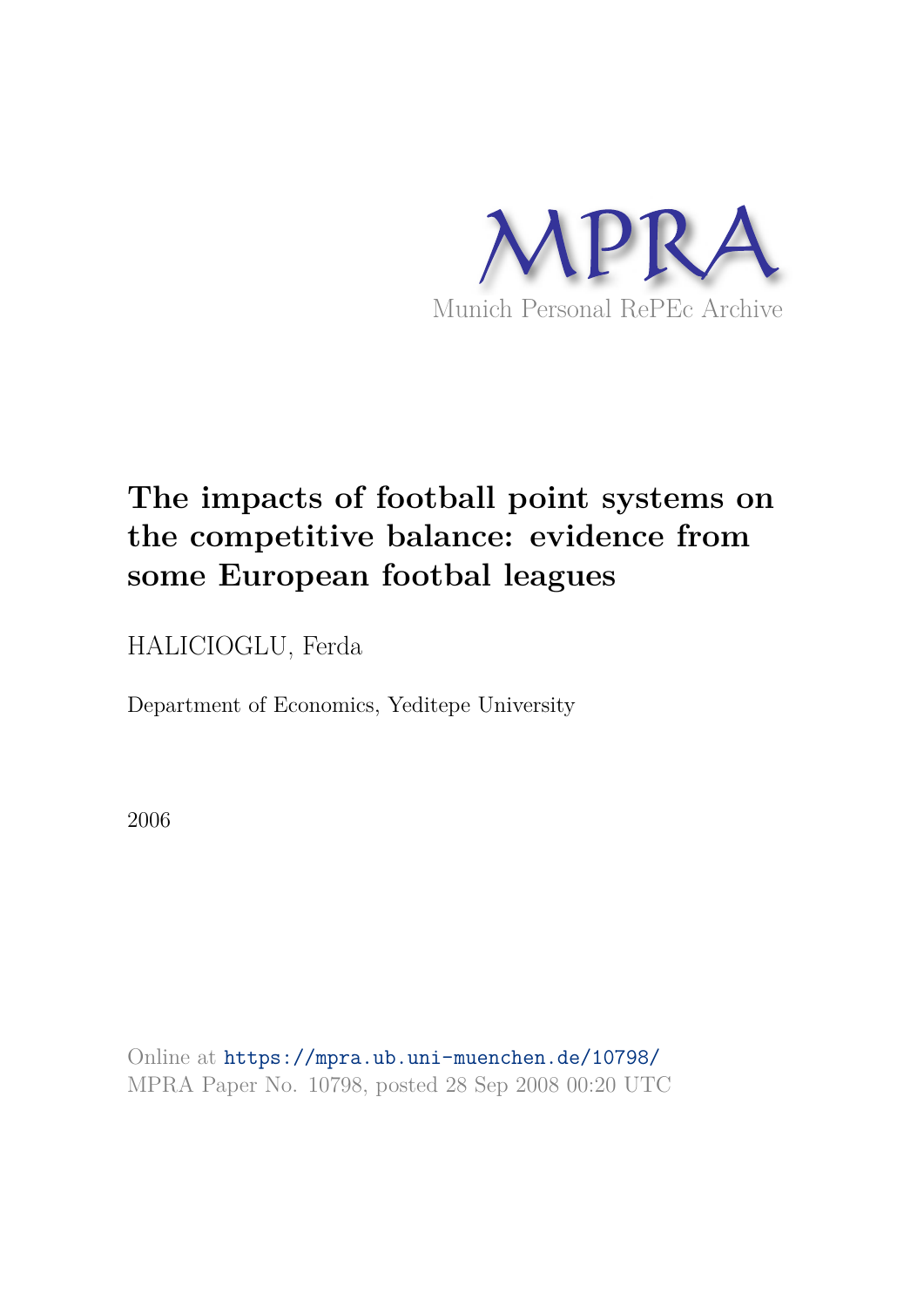MPRA

Munich Personal RePEc Archive

# The impacts of football point systems on the competitive balance: evidence from some European footbal leagues

HALICIOGLU, Ferda

Department of Economics, Yeditepe University

2006

Online at https://mpra.ub.uni-muenchen.de/10798/
MPRA Paper No. 10798, posted 28 Sep 2008 00:20 UTC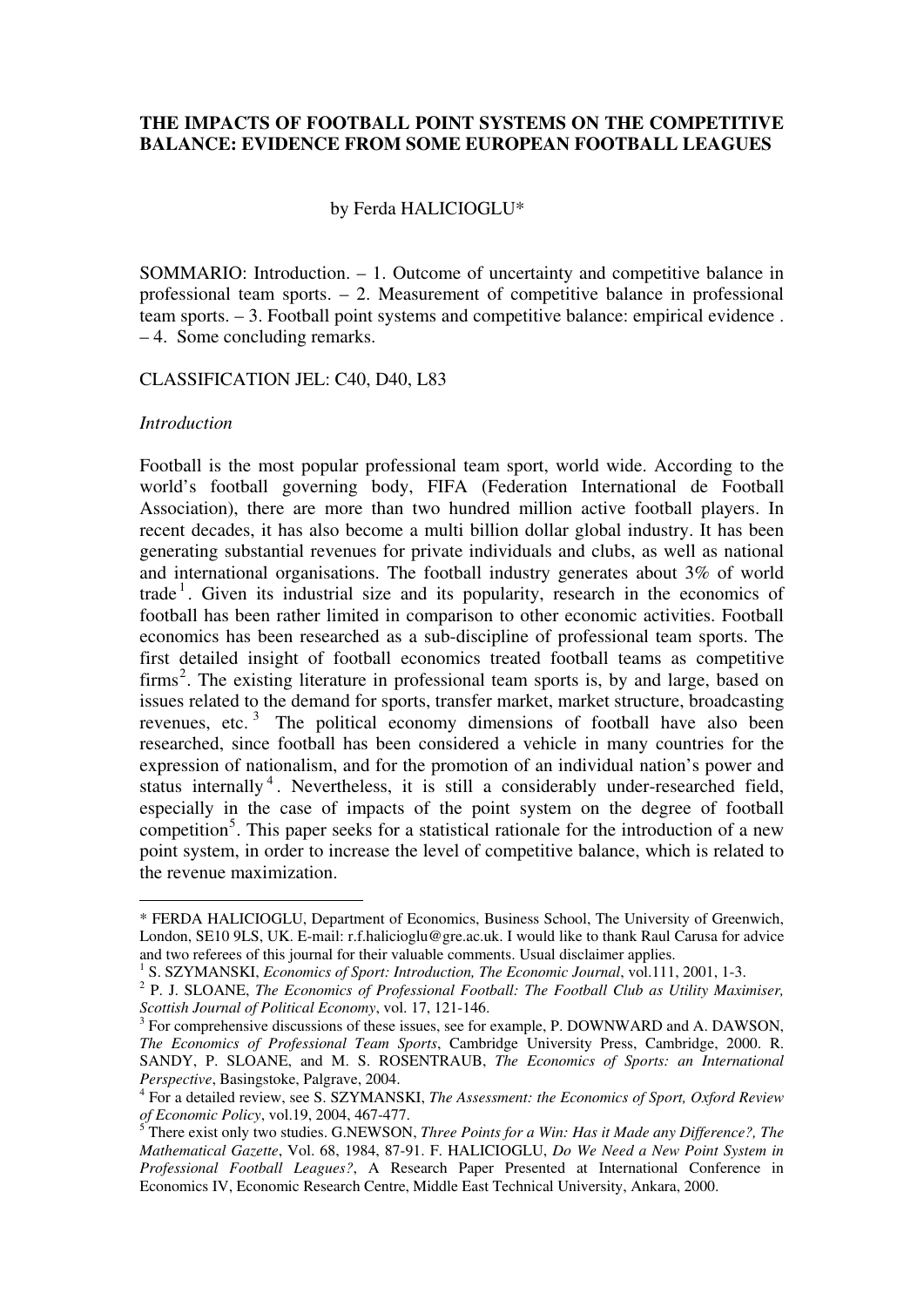**THE IMPACTS OF FOOTBALL POINT SYSTEMS ON THE COMPETITIVE BALANCE: EVIDENCE FROM SOME EUROPEAN FOOTBALL LEAGUES**

by Ferda HALICIOGLU*

SOMMARIO: Introduction. – 1. Outcome of uncertainty and competitive balance in professional team sports. – 2. Measurement of competitive balance in professional team sports. – 3. Football point systems and competitive balance: empirical evidence . – 4. Some concluding remarks.

CLASSIFICATION JEL: C40, D40, L83

*Introduction*

Football is the most popular professional team sport, world wide. According to the world's football governing body, FIFA (Federation International de Football Association), there are more than two hundred million active football players. In recent decades, it has also become a multi billion dollar global industry. It has been generating substantial revenues for private individuals and clubs, as well as national and international organisations. The football industry generates about 3% of world trade[1]. Given its industrial size and its popularity, research in the economics of football has been rather limited in comparison to other economic activities. Football economics has been researched as a sub-discipline of professional team sports. The first detailed insight of football economics treated football teams as competitive firms[2]. The existing literature in professional team sports is, by and large, based on issues related to the demand for sports, transfer market, market structure, broadcasting revenues, etc.[3] The political economy dimensions of football have also been researched, since football has been considered a vehicle in many countries for the expression of nationalism, and for the promotion of an individual nation's power and status internally[4]. Nevertheless, it is still a considerably under-researched field, especially in the case of impacts of the point system on the degree of football competition[5]. This paper seeks for a statistical rationale for the introduction of a new point system, in order to increase the level of competitive balance, which is related to the revenue maximization.

---

\* FERDA HALICIOGLU, Department of Economics, Business School, The University of Greenwich, London, SE10 9LS, UK. E-mail: r.f.halicioglu@gre.ac.uk. I would like to thank Raul Carusa for advice and two referees of this journal for their valuable comments. Usual disclaimer applies.

[1] S. SZYMANSKI, *Economics of Sport: Introduction, The Economic Journal*, vol.111, 2001, 1-3.

[2] P. J. SLOANE, *The Economics of Professional Football: The Football Club as Utility Maximiser, Scottish Journal of Political Economy*, vol. 17, 121-146.

[3] For comprehensive discussions of these issues, see for example, P. DOWNWARD and A. DAWSON, *The Economics of Professional Team Sports*, Cambridge University Press, Cambridge, 2000. R. SANDY, P. SLOANE, and M. S. ROSENTRAUB, *The Economics of Sports: an International Perspective*, Basingstoke, Palgrave, 2004.

[4] For a detailed review, see S. SZYMANSKI, *The Assessment: the Economics of Sport, Oxford Review of Economic Policy*, vol.19, 2004, 467-477.

[5] There exist only two studies. G.NEWSON, *Three Points for a Win: Has it Made any Difference?, The Mathematical Gazette*, Vol. 68, 1984, 87-91. F. HALICIOGLU, *Do We Need a New Point System in Professional Football Leagues?*, A Research Paper Presented at International Conference in Economics IV, Economic Research Centre, Middle East Technical University, Ankara, 2000.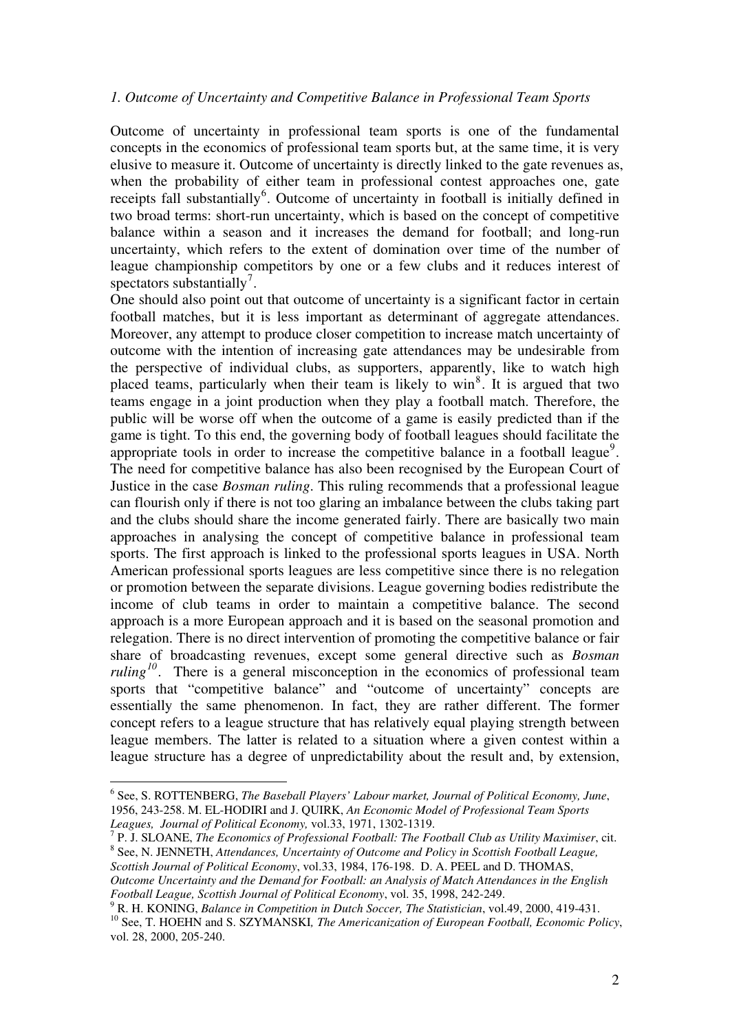*1. Outcome of Uncertainty and Competitive Balance in Professional Team Sports*

Outcome of uncertainty in professional team sports is one of the fundamental concepts in the economics of professional team sports but, at the same time, it is very elusive to measure it. Outcome of uncertainty is directly linked to the gate revenues as, when the probability of either team in professional contest approaches one, gate receipts fall substantially[6]. Outcome of uncertainty in football is initially defined in two broad terms: short-run uncertainty, which is based on the concept of competitive balance within a season and it increases the demand for football; and long-run uncertainty, which refers to the extent of domination over time of the number of league championship competitors by one or a few clubs and it reduces interest of spectators substantially[7].

One should also point out that outcome of uncertainty is a significant factor in certain football matches, but it is less important as determinant of aggregate attendances. Moreover, any attempt to produce closer competition to increase match uncertainty of outcome with the intention of increasing gate attendances may be undesirable from the perspective of individual clubs, as supporters, apparently, like to watch high placed teams, particularly when their team is likely to win[8]. It is argued that two teams engage in a joint production when they play a football match. Therefore, the public will be worse off when the outcome of a game is easily predicted than if the game is tight. To this end, the governing body of football leagues should facilitate the appropriate tools in order to increase the competitive balance in a football league[9]. The need for competitive balance has also been recognised by the European Court of Justice in the case *Bosman ruling*. This ruling recommends that a professional league can flourish only if there is not too glaring an imbalance between the clubs taking part and the clubs should share the income generated fairly. There are basically two main approaches in analysing the concept of competitive balance in professional team sports. The first approach is linked to the professional sports leagues in USA. North American professional sports leagues are less competitive since there is no relegation or promotion between the separate divisions. League governing bodies redistribute the income of club teams in order to maintain a competitive balance. The second approach is a more European approach and it is based on the seasonal promotion and relegation. There is no direct intervention of promoting the competitive balance or fair share of broadcasting revenues, except some general directive such as *Bosman ruling*[10]. There is a general misconception in the economics of professional team sports that "competitive balance" and "outcome of uncertainty" concepts are essentially the same phenomenon. In fact, they are rather different. The former concept refers to a league structure that has relatively equal playing strength between league members. The latter is related to a situation where a given contest within a league structure has a degree of unpredictability about the result and, by extension,

---

[6] See, S. ROTTENBERG, *The Baseball Players' Labour market, Journal of Political Economy, June*, 1956, 243-258. M. EL-HODIRI and J. QUIRK, *An Economic Model of Professional Team Sports Leagues, Journal of Political Economy,* vol.33, 1971, 1302-1319.

[7] P. J. SLOANE, *The Economics of Professional Football: The Football Club as Utility Maximiser*, cit.

[8] See, N. JENNETH, *Attendances, Uncertainty of Outcome and Policy in Scottish Football League, Scottish Journal of Political Economy*, vol.33, 1984, 176-198. D. A. PEEL and D. THOMAS, *Outcome Uncertainty and the Demand for Football: an Analysis of Match Attendances in the English Football League, Scottish Journal of Political Economy*, vol. 35, 1998, 242-249.

[9] R. H. KONING, *Balance in Competition in Dutch Soccer, The Statistician*, vol.49, 2000, 419-431.

[10] See, T. HOEHN and S. SZYMANSKI*, The Americanization of European Football, Economic Policy*, vol. 28, 2000, 205-240.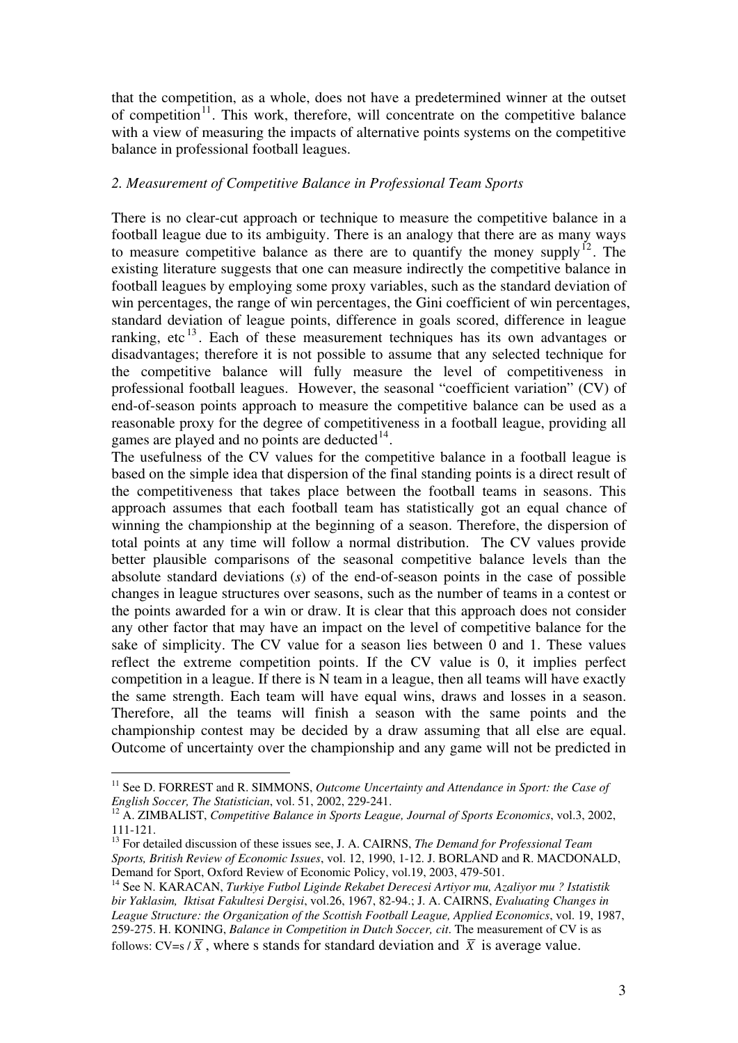that the competition, as a whole, does not have a predetermined winner at the outset of competition[11]. This work, therefore, will concentrate on the competitive balance with a view of measuring the impacts of alternative points systems on the competitive balance in professional football leagues.

*2. Measurement of Competitive Balance in Professional Team Sports*

There is no clear-cut approach or technique to measure the competitive balance in a football league due to its ambiguity. There is an analogy that there are as many ways to measure competitive balance as there are to quantify the money supply[12]. The existing literature suggests that one can measure indirectly the competitive balance in football leagues by employing some proxy variables, such as the standard deviation of win percentages, the range of win percentages, the Gini coefficient of win percentages, standard deviation of league points, difference in goals scored, difference in league ranking, etc[13]. Each of these measurement techniques has its own advantages or disadvantages; therefore it is not possible to assume that any selected technique for the competitive balance will fully measure the level of competitiveness in professional football leagues. However, the seasonal "coefficient variation" (CV) of end-of-season points approach to measure the competitive balance can be used as a reasonable proxy for the degree of competitiveness in a football league, providing all games are played and no points are deducted[14].

The usefulness of the CV values for the competitive balance in a football league is based on the simple idea that dispersion of the final standing points is a direct result of the competitiveness that takes place between the football teams in seasons. This approach assumes that each football team has statistically got an equal chance of winning the championship at the beginning of a season. Therefore, the dispersion of total points at any time will follow a normal distribution. The CV values provide better plausible comparisons of the seasonal competitive balance levels than the absolute standard deviations ($s$) of the end-of-season points in the case of possible changes in league structures over seasons, such as the number of teams in a contest or the points awarded for a win or draw. It is clear that this approach does not consider any other factor that may have an impact on the level of competitive balance for the sake of simplicity. The CV value for a season lies between 0 and 1. These values reflect the extreme competition points. If the CV value is 0, it implies perfect competition in a league. If there is N team in a league, then all teams will have exactly the same strength. Each team will have equal wins, draws and losses in a season. Therefore, all the teams will finish a season with the same points and the championship contest may be decided by a draw assuming that all else are equal. Outcome of uncertainty over the championship and any game will not be predicted in

---

[11] See D. FORREST and R. SIMMONS, *Outcome Uncertainty and Attendance in Sport: the Case of English Soccer, The Statistician*, vol. 51, 2002, 229-241.

[12] A. ZIMBALIST, *Competitive Balance in Sports League, Journal of Sports Economics*, vol.3, 2002, 111-121.

[13] For detailed discussion of these issues see, J. A. CAIRNS, *The Demand for Professional Team Sports, British Review of Economic Issues*, vol. 12, 1990, 1-12. J. BORLAND and R. MACDONALD, Demand for Sport, Oxford Review of Economic Policy, vol.19, 2003, 479-501.

[14] See N. KARACAN, *Turkiye Futbol Liginde Rekabet Derecesi Artiyor mu, Azaliyor mu ? Istatistik bir Yaklasim, Iktisat Fakultesi Dergisi*, vol.26, 1967, 82-94.; J. A. CAIRNS, *Evaluating Changes in League Structure: the Organization of the Scottish Football League, Applied Economics*, vol. 19, 1987, 259-275. H. KONING, *Balance in Competition in Dutch Soccer, cit*. The measurement of CV is as follows: $CV = s / \overline{X}$, where s stands for standard deviation and $\overline{X}$ is average value.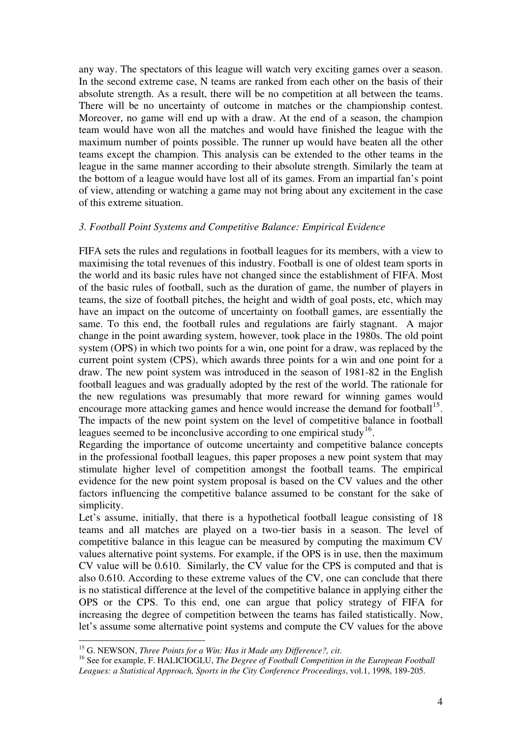any way. The spectators of this league will watch very exciting games over a season. In the second extreme case, N teams are ranked from each other on the basis of their absolute strength. As a result, there will be no competition at all between the teams. There will be no uncertainty of outcome in matches or the championship contest. Moreover, no game will end up with a draw. At the end of a season, the champion team would have won all the matches and would have finished the league with the maximum number of points possible. The runner up would have beaten all the other teams except the champion. This analysis can be extended to the other teams in the league in the same manner according to their absolute strength. Similarly the team at the bottom of a league would have lost all of its games. From an impartial fan's point of view, attending or watching a game may not bring about any excitement in the case of this extreme situation.

### *3. Football Point Systems and Competitive Balance: Empirical Evidence*

FIFA sets the rules and regulations in football leagues for its members, with a view to maximising the total revenues of this industry. Football is one of oldest team sports in the world and its basic rules have not changed since the establishment of FIFA. Most of the basic rules of football, such as the duration of game, the number of players in teams, the size of football pitches, the height and width of goal posts, etc, which may have an impact on the outcome of uncertainty on football games, are essentially the same. To this end, the football rules and regulations are fairly stagnant. A major change in the point awarding system, however, took place in the 1980s. The old point system (OPS) in which two points for a win, one point for a draw, was replaced by the current point system (CPS), which awards three points for a win and one point for a draw. The new point system was introduced in the season of 1981-82 in the English football leagues and was gradually adopted by the rest of the world. The rationale for the new regulations was presumably that more reward for winning games would encourage more attacking games and hence would increase the demand for football[15]. The impacts of the new point system on the level of competitive balance in football leagues seemed to be inconclusive according to one empirical study[16].

Regarding the importance of outcome uncertainty and competitive balance concepts in the professional football leagues, this paper proposes a new point system that may stimulate higher level of competition amongst the football teams. The empirical evidence for the new point system proposal is based on the CV values and the other factors influencing the competitive balance assumed to be constant for the sake of simplicity.

Let's assume, initially, that there is a hypothetical football league consisting of 18 teams and all matches are played on a two-tier basis in a season. The level of competitive balance in this league can be measured by computing the maximum CV values alternative point systems. For example, if the OPS is in use, then the maximum CV value will be 0.610. Similarly, the CV value for the CPS is computed and that is also 0.610. According to these extreme values of the CV, one can conclude that there is no statistical difference at the level of the competitive balance in applying either the OPS or the CPS. To this end, one can argue that policy strategy of FIFA for increasing the degree of competition between the teams has failed statistically. Now, let's assume some alternative point systems and compute the CV values for the above

---

[15] G. NEWSON, *Three Points for a Win: Has it Made any Difference?, cit*.

[16] See for example, F. HALICIOGLU, *The Degree of Football Competition in the European Football Leagues: a Statistical Approach, Sports in the City Conference Proceedings*, vol.1, 1998, 189-205.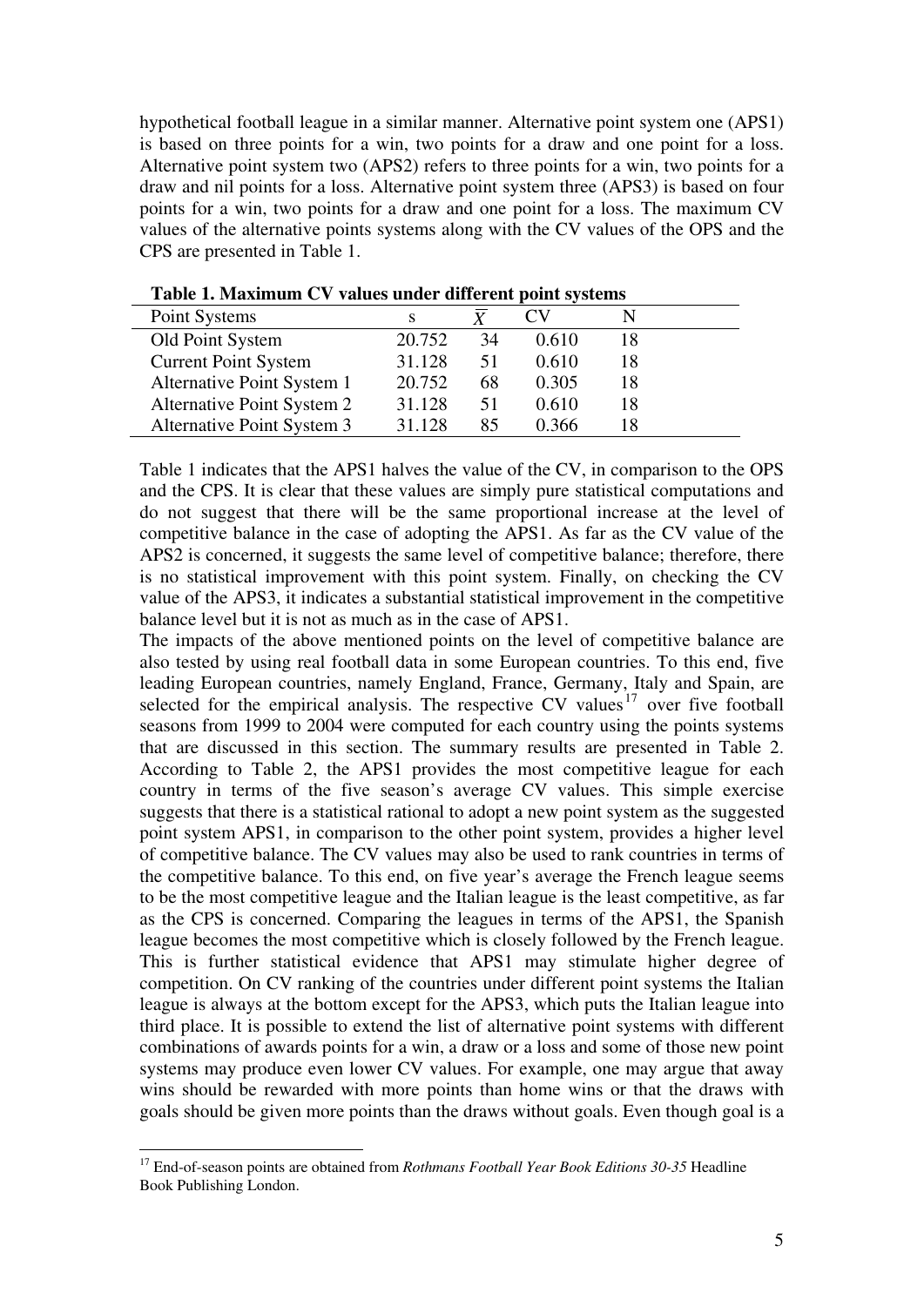hypothetical football league in a similar manner. Alternative point system one (APS1) is based on three points for a win, two points for a draw and one point for a loss. Alternative point system two (APS2) refers to three points for a win, two points for a draw and nil points for a loss. Alternative point system three (APS3) is based on four points for a win, two points for a draw and one point for a loss. The maximum CV values of the alternative points systems along with the CV values of the OPS and the CPS are presented in Table 1.

**Table 1. Maximum CV values under different point systems**

| Point Systems | s | $\bar{X}$ | CV | N |
|---|---|---|---|---|
| Old Point System | 20.752 | 34 | 0.610 | 18 |
| Current Point System | 31.128 | 51 | 0.610 | 18 |
| Alternative Point System 1 | 20.752 | 68 | 0.305 | 18 |
| Alternative Point System 2 | 31.128 | 51 | 0.610 | 18 |
| Alternative Point System 3 | 31.128 | 85 | 0.366 | 18 |

Table 1 indicates that the APS1 halves the value of the CV, in comparison to the OPS and the CPS. It is clear that these values are simply pure statistical computations and do not suggest that there will be the same proportional increase at the level of competitive balance in the case of adopting the APS1. As far as the CV value of the APS2 is concerned, it suggests the same level of competitive balance; therefore, there is no statistical improvement with this point system. Finally, on checking the CV value of the APS3, it indicates a substantial statistical improvement in the competitive balance level but it is not as much as in the case of APS1.

The impacts of the above mentioned points on the level of competitive balance are also tested by using real football data in some European countries. To this end, five leading European countries, namely England, France, Germany, Italy and Spain, are selected for the empirical analysis. The respective CV values[17] over five football seasons from 1999 to 2004 were computed for each country using the points systems that are discussed in this section. The summary results are presented in Table 2. According to Table 2, the APS1 provides the most competitive league for each country in terms of the five season's average CV values. This simple exercise suggests that there is a statistical rational to adopt a new point system as the suggested point system APS1, in comparison to the other point system, provides a higher level of competitive balance. The CV values may also be used to rank countries in terms of the competitive balance. To this end, on five year's average the French league seems to be the most competitive league and the Italian league is the least competitive, as far as the CPS is concerned. Comparing the leagues in terms of the APS1, the Spanish league becomes the most competitive which is closely followed by the French league. This is further statistical evidence that APS1 may stimulate higher degree of competition. On CV ranking of the countries under different point systems the Italian league is always at the bottom except for the APS3, which puts the Italian league into third place. It is possible to extend the list of alternative point systems with different combinations of awards points for a win, a draw or a loss and some of those new point systems may produce even lower CV values. For example, one may argue that away wins should be rewarded with more points than home wins or that the draws with goals should be given more points than the draws without goals. Even though goal is a

[17] End-of-season points are obtained from *Rothmans Football Year Book Editions 30-35* Headline Book Publishing London.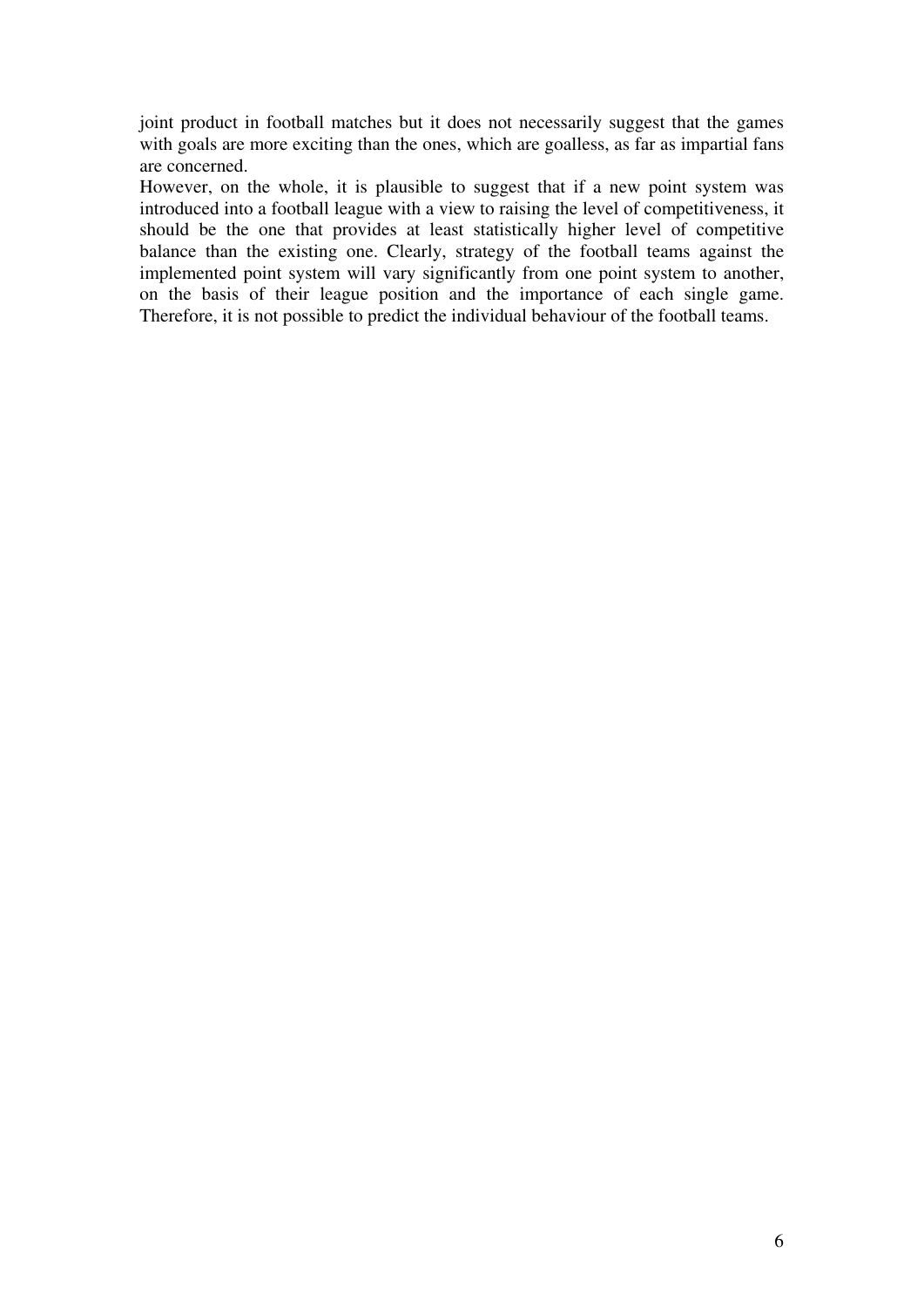joint product in football matches but it does not necessarily suggest that the games with goals are more exciting than the ones, which are goalless, as far as impartial fans are concerned.

However, on the whole, it is plausible to suggest that if a new point system was introduced into a football league with a view to raising the level of competitiveness, it should be the one that provides at least statistically higher level of competitive balance than the existing one. Clearly, strategy of the football teams against the implemented point system will vary significantly from one point system to another, on the basis of their league position and the importance of each single game. Therefore, it is not possible to predict the individual behaviour of the football teams.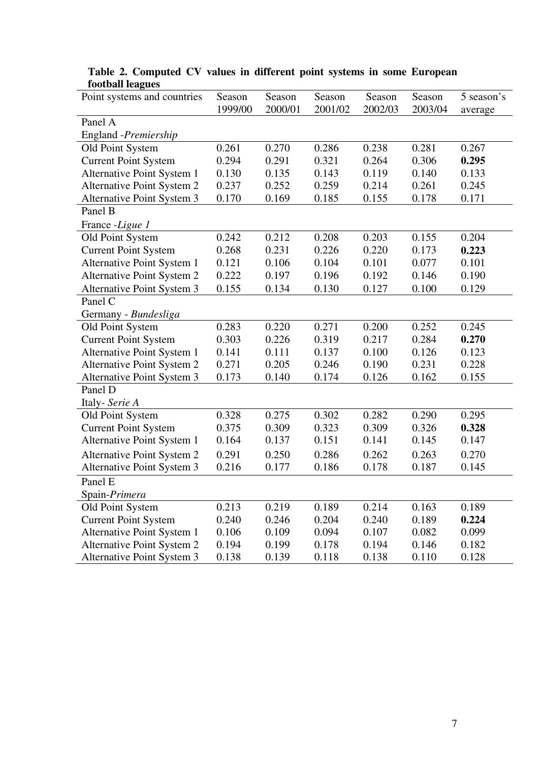**Table 2. Computed CV values in different point systems in some European football leagues**

| Point systems and countries | Season 1999/00 | Season 2000/01 | Season 2001/02 | Season 2002/03 | Season 2003/04 | 5 season's average |
|---|---|---|---|---|---|---|
| Panel A | | | | | | |
| England -*Premiership* | | | | | | |
| Old Point System | 0.261 | 0.270 | 0.286 | 0.238 | 0.281 | 0.267 |
| Current Point System | 0.294 | 0.291 | 0.321 | 0.264 | 0.306 | **0.295** |
| Alternative Point System 1 | 0.130 | 0.135 | 0.143 | 0.119 | 0.140 | 0.133 |
| Alternative Point System 2 | 0.237 | 0.252 | 0.259 | 0.214 | 0.261 | 0.245 |
| Alternative Point System 3 | 0.170 | 0.169 | 0.185 | 0.155 | 0.178 | 0.171 |
| Panel B | | | | | | |
| France -*Ligue 1* | | | | | | |
| Old Point System | 0.242 | 0.212 | 0.208 | 0.203 | 0.155 | 0.204 |
| Current Point System | 0.268 | 0.231 | 0.226 | 0.220 | 0.173 | **0.223** |
| Alternative Point System 1 | 0.121 | 0.106 | 0.104 | 0.101 | 0.077 | 0.101 |
| Alternative Point System 2 | 0.222 | 0.197 | 0.196 | 0.192 | 0.146 | 0.190 |
| Alternative Point System 3 | 0.155 | 0.134 | 0.130 | 0.127 | 0.100 | 0.129 |
| Panel C | | | | | | |
| Germany - *Bundesliga* | | | | | | |
| Old Point System | 0.283 | 0.220 | 0.271 | 0.200 | 0.252 | 0.245 |
| Current Point System | 0.303 | 0.226 | 0.319 | 0.217 | 0.284 | **0.270** |
| Alternative Point System 1 | 0.141 | 0.111 | 0.137 | 0.100 | 0.126 | 0.123 |
| Alternative Point System 2 | 0.271 | 0.205 | 0.246 | 0.190 | 0.231 | 0.228 |
| Alternative Point System 3 | 0.173 | 0.140 | 0.174 | 0.126 | 0.162 | 0.155 |
| Panel D | | | | | | |
| Italy- *Serie A* | | | | | | |
| Old Point System | 0.328 | 0.275 | 0.302 | 0.282 | 0.290 | 0.295 |
| Current Point System | 0.375 | 0.309 | 0.323 | 0.309 | 0.326 | **0.328** |
| Alternative Point System 1 | 0.164 | 0.137 | 0.151 | 0.141 | 0.145 | 0.147 |
| Alternative Point System 2 | 0.291 | 0.250 | 0.286 | 0.262 | 0.263 | 0.270 |
| Alternative Point System 3 | 0.216 | 0.177 | 0.186 | 0.178 | 0.187 | 0.145 |
| Panel E | | | | | | |
| Spain-*Primera* | | | | | | |
| Old Point System | 0.213 | 0.219 | 0.189 | 0.214 | 0.163 | 0.189 |
| Current Point System | 0.240 | 0.246 | 0.204 | 0.240 | 0.189 | **0.224** |
| Alternative Point System 1 | 0.106 | 0.109 | 0.094 | 0.107 | 0.082 | 0.099 |
| Alternative Point System 2 | 0.194 | 0.199 | 0.178 | 0.194 | 0.146 | 0.182 |
| Alternative Point System 3 | 0.138 | 0.139 | 0.118 | 0.138 | 0.110 | 0.128 |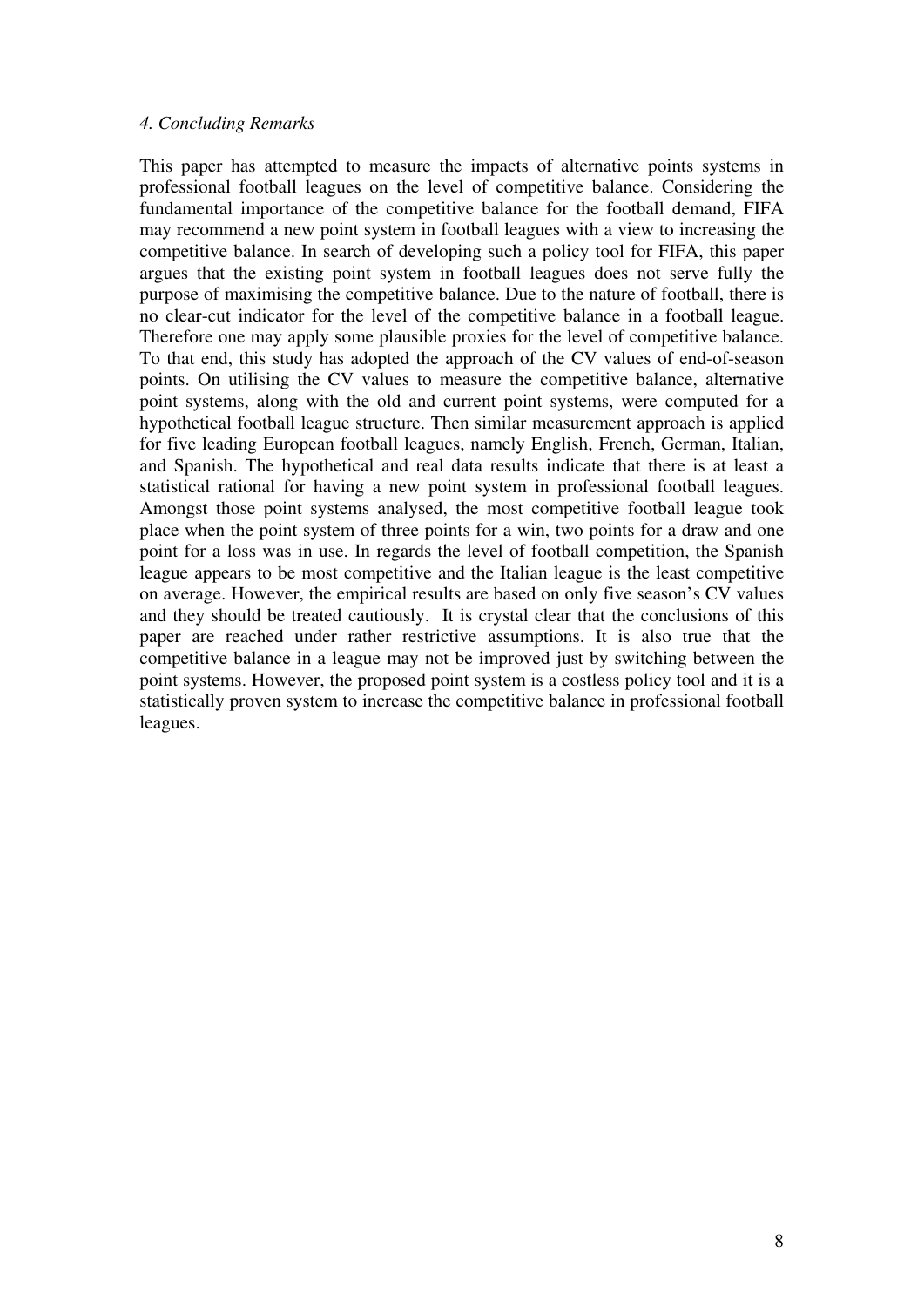### *4. Concluding Remarks*

This paper has attempted to measure the impacts of alternative points systems in professional football leagues on the level of competitive balance. Considering the fundamental importance of the competitive balance for the football demand, FIFA may recommend a new point system in football leagues with a view to increasing the competitive balance. In search of developing such a policy tool for FIFA, this paper argues that the existing point system in football leagues does not serve fully the purpose of maximising the competitive balance. Due to the nature of football, there is no clear-cut indicator for the level of the competitive balance in a football league. Therefore one may apply some plausible proxies for the level of competitive balance. To that end, this study has adopted the approach of the CV values of end-of-season points. On utilising the CV values to measure the competitive balance, alternative point systems, along with the old and current point systems, were computed for a hypothetical football league structure. Then similar measurement approach is applied for five leading European football leagues, namely English, French, German, Italian, and Spanish. The hypothetical and real data results indicate that there is at least a statistical rational for having a new point system in professional football leagues. Amongst those point systems analysed, the most competitive football league took place when the point system of three points for a win, two points for a draw and one point for a loss was in use. In regards the level of football competition, the Spanish league appears to be most competitive and the Italian league is the least competitive on average. However, the empirical results are based on only five season's CV values and they should be treated cautiously. It is crystal clear that the conclusions of this paper are reached under rather restrictive assumptions. It is also true that the competitive balance in a league may not be improved just by switching between the point systems. However, the proposed point system is a costless policy tool and it is a statistically proven system to increase the competitive balance in professional football leagues.